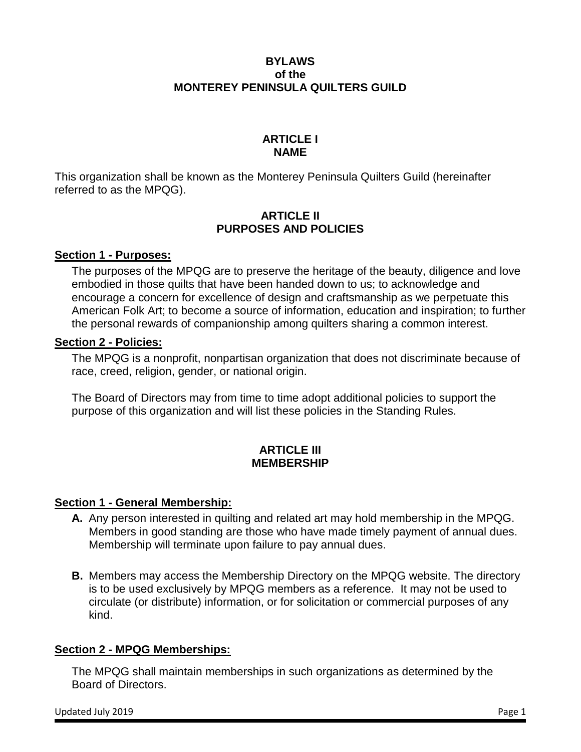# BYLAWS
# of the
# MONTEREY PENINSULA QUILTERS GUILD

## ARTICLE I
## NAME

This organization shall be known as the Monterey Peninsula Quilters Guild (hereinafter referred to as the MPQG).

## ARTICLE II
## PURPOSES AND POLICIES

### Section 1 - Purposes:

The purposes of the MPQG are to preserve the heritage of the beauty, diligence and love embodied in those quilts that have been handed down to us; to acknowledge and encourage a concern for excellence of design and craftsmanship as we perpetuate this American Folk Art; to become a source of information, education and inspiration; to further the personal rewards of companionship among quilters sharing a common interest.

### Section 2 - Policies:

The MPQG is a nonprofit, nonpartisan organization that does not discriminate because of race, creed, religion, gender, or national origin.

The Board of Directors may from time to time adopt additional policies to support the purpose of this organization and will list these policies in the Standing Rules.

## ARTICLE III
## MEMBERSHIP

### Section 1 - General Membership:

**A.** Any person interested in quilting and related art may hold membership in the MPQG. Members in good standing are those who have made timely payment of annual dues. Membership will terminate upon failure to pay annual dues.

**B.** Members may access the Membership Directory on the MPQG website. The directory is to be used exclusively by MPQG members as a reference. It may not be used to circulate (or distribute) information, or for solicitation or commercial purposes of any kind.

### Section 2 - MPQG Memberships:

The MPQG shall maintain memberships in such organizations as determined by the Board of Directors.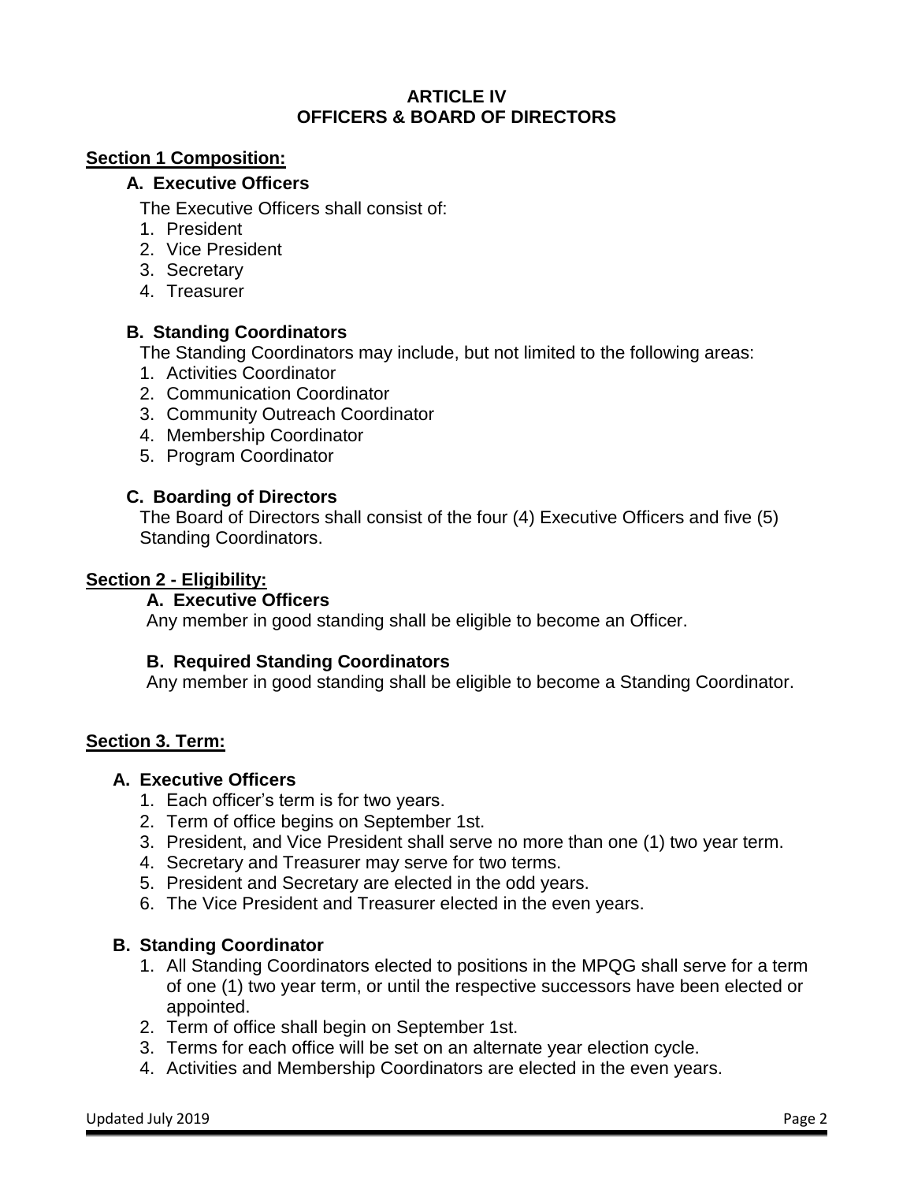# ARTICLE IV
# OFFICERS & BOARD OF DIRECTORS

**Section 1 Composition:**

**A. Executive Officers**

The Executive Officers shall consist of:

1. President
2. Vice President
3. Secretary
4. Treasurer

**B. Standing Coordinators**

The Standing Coordinators may include, but not limited to the following areas:

1. Activities Coordinator
2. Communication Coordinator
3. Community Outreach Coordinator
4. Membership Coordinator
5. Program Coordinator

**C. Boarding of Directors**

The Board of Directors shall consist of the four (4) Executive Officers and five (5) Standing Coordinators.

**Section 2 - Eligibility:**

**A. Executive Officers**

Any member in good standing shall be eligible to become an Officer.

**B. Required Standing Coordinators**

Any member in good standing shall be eligible to become a Standing Coordinator.

**Section 3. Term:**

**A. Executive Officers**

1. Each officer's term is for two years.
2. Term of office begins on September 1st.
3. President, and Vice President shall serve no more than one (1) two year term.
4. Secretary and Treasurer may serve for two terms.
5. President and Secretary are elected in the odd years.
6. The Vice President and Treasurer elected in the even years.

**B. Standing Coordinator**

1. All Standing Coordinators elected to positions in the MPQG shall serve for a term of one (1) two year term, or until the respective successors have been elected or appointed.
2. Term of office shall begin on September 1st.
3. Terms for each office will be set on an alternate year election cycle.
4. Activities and Membership Coordinators are elected in the even years.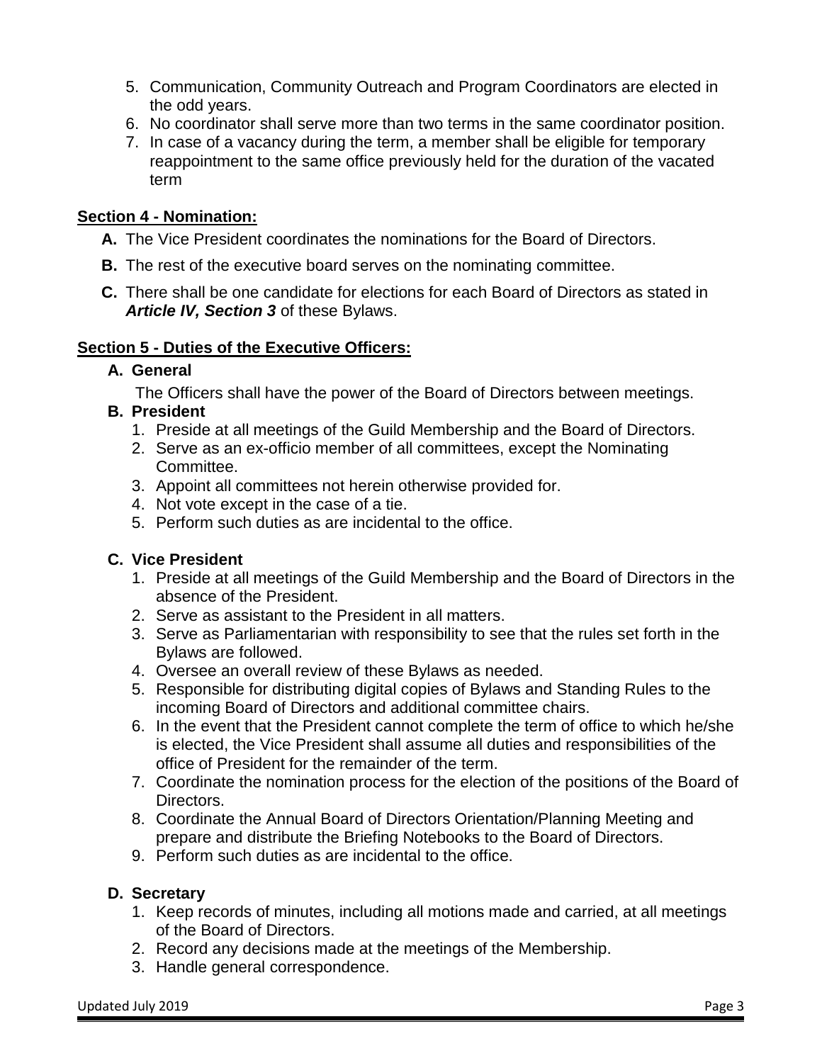5. Communication, Community Outreach and Program Coordinators are elected in the odd years.
6. No coordinator shall serve more than two terms in the same coordinator position.
7. In case of a vacancy during the term, a member shall be eligible for temporary reappointment to the same office previously held for the duration of the vacated term

## Section 4 - Nomination:

**A.** The Vice President coordinates the nominations for the Board of Directors.

**B.** The rest of the executive board serves on the nominating committee.

**C.** There shall be one candidate for elections for each Board of Directors as stated in ***Article IV, Section 3*** of these Bylaws.

## Section 5 - Duties of the Executive Officers:

**A. General**

The Officers shall have the power of the Board of Directors between meetings.

**B. President**

1. Preside at all meetings of the Guild Membership and the Board of Directors.
2. Serve as an ex-officio member of all committees, except the Nominating Committee.
3. Appoint all committees not herein otherwise provided for.
4. Not vote except in the case of a tie.
5. Perform such duties as are incidental to the office.

**C. Vice President**

1. Preside at all meetings of the Guild Membership and the Board of Directors in the absence of the President.
2. Serve as assistant to the President in all matters.
3. Serve as Parliamentarian with responsibility to see that the rules set forth in the Bylaws are followed.
4. Oversee an overall review of these Bylaws as needed.
5. Responsible for distributing digital copies of Bylaws and Standing Rules to the incoming Board of Directors and additional committee chairs.
6. In the event that the President cannot complete the term of office to which he/she is elected, the Vice President shall assume all duties and responsibilities of the office of President for the remainder of the term.
7. Coordinate the nomination process for the election of the positions of the Board of Directors.
8. Coordinate the Annual Board of Directors Orientation/Planning Meeting and prepare and distribute the Briefing Notebooks to the Board of Directors.
9. Perform such duties as are incidental to the office.

**D. Secretary**

1. Keep records of minutes, including all motions made and carried, at all meetings of the Board of Directors.
2. Record any decisions made at the meetings of the Membership.
3. Handle general correspondence.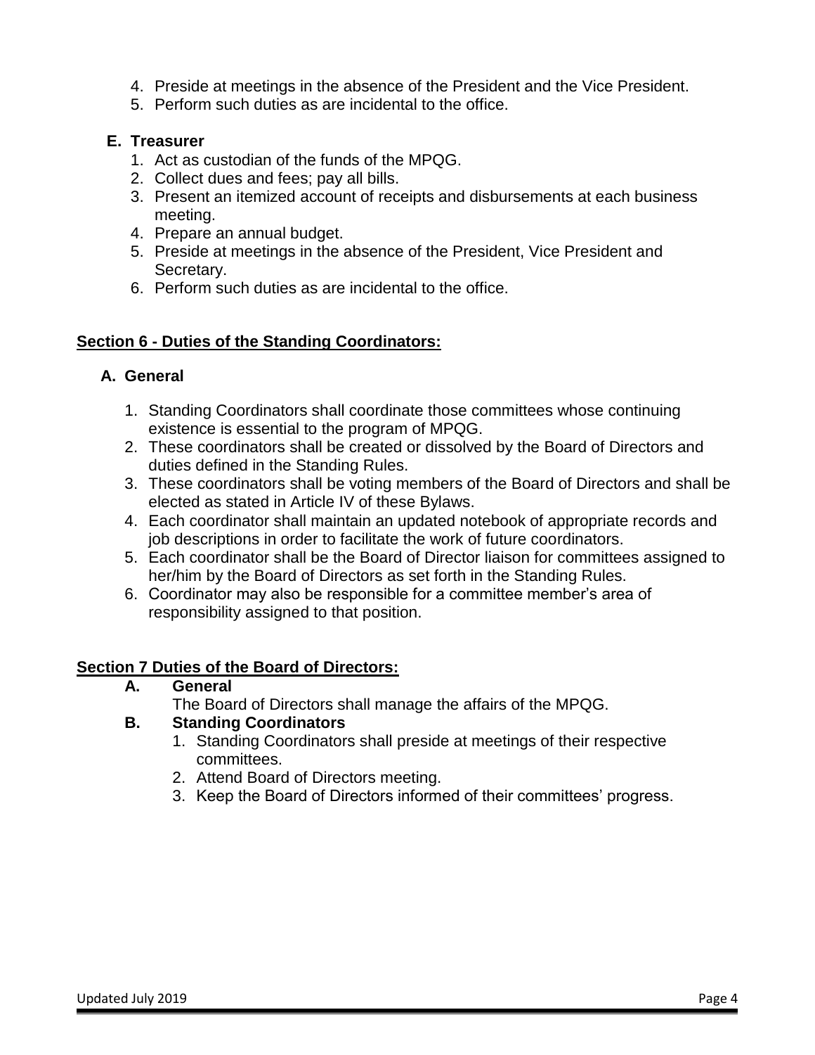4. Preside at meetings in the absence of the President and the Vice President.
5. Perform such duties as are incidental to the office.

**E. Treasurer**

1. Act as custodian of the funds of the MPQG.
2. Collect dues and fees; pay all bills.
3. Present an itemized account of receipts and disbursements at each business meeting.
4. Prepare an annual budget.
5. Preside at meetings in the absence of the President, Vice President and Secretary.
6. Perform such duties as are incidental to the office.

## Section 6 - Duties of the Standing Coordinators:

**A. General**

1. Standing Coordinators shall coordinate those committees whose continuing existence is essential to the program of MPQG.
2. These coordinators shall be created or dissolved by the Board of Directors and duties defined in the Standing Rules.
3. These coordinators shall be voting members of the Board of Directors and shall be elected as stated in Article IV of these Bylaws.
4. Each coordinator shall maintain an updated notebook of appropriate records and job descriptions in order to facilitate the work of future coordinators.
5. Each coordinator shall be the Board of Director liaison for committees assigned to her/him by the Board of Directors as set forth in the Standing Rules.
6. Coordinator may also be responsible for a committee member's area of responsibility assigned to that position.

## Section 7 Duties of the Board of Directors:

**A. General**

The Board of Directors shall manage the affairs of the MPQG.

**B. Standing Coordinators**

1. Standing Coordinators shall preside at meetings of their respective committees.
2. Attend Board of Directors meeting.
3. Keep the Board of Directors informed of their committees' progress.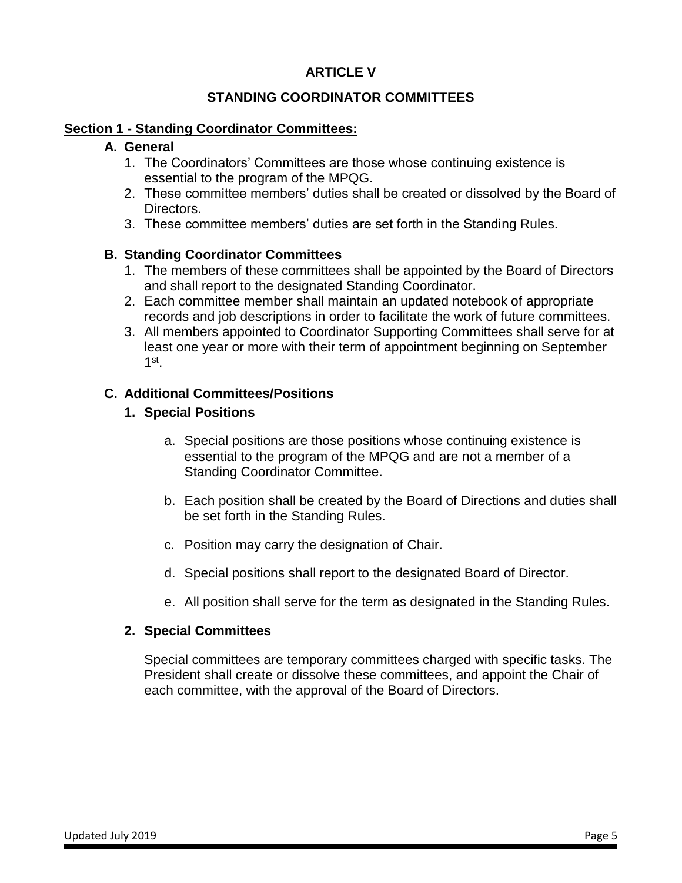# ARTICLE V

## STANDING COORDINATOR COMMITTEES

**Section 1 - Standing Coordinator Committees:**

**A. General**

1. The Coordinators' Committees are those whose continuing existence is essential to the program of the MPQG.
2. These committee members' duties shall be created or dissolved by the Board of Directors.
3. These committee members' duties are set forth in the Standing Rules.

**B. Standing Coordinator Committees**

1. The members of these committees shall be appointed by the Board of Directors and shall report to the designated Standing Coordinator.
2. Each committee member shall maintain an updated notebook of appropriate records and job descriptions in order to facilitate the work of future committees.
3. All members appointed to Coordinator Supporting Committees shall serve for at least one year or more with their term of appointment beginning on September 1st.

**C. Additional Committees/Positions**

**1. Special Positions**

a. Special positions are those positions whose continuing existence is essential to the program of the MPQG and are not a member of a Standing Coordinator Committee.

b. Each position shall be created by the Board of Directions and duties shall be set forth in the Standing Rules.

c. Position may carry the designation of Chair.

d. Special positions shall report to the designated Board of Director.

e. All position shall serve for the term as designated in the Standing Rules.

**2. Special Committees**

Special committees are temporary committees charged with specific tasks. The President shall create or dissolve these committees, and appoint the Chair of each committee, with the approval of the Board of Directors.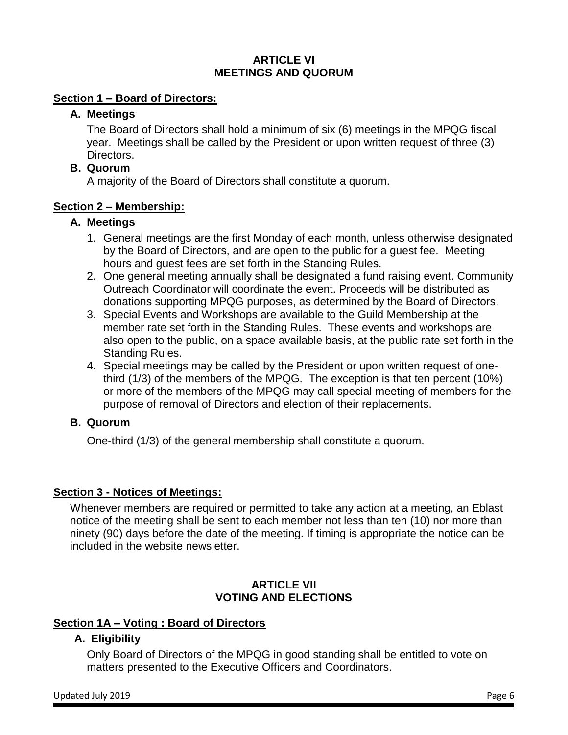## ARTICLE VI
## MEETINGS AND QUORUM

### Section 1 – Board of Directors:

**A. Meetings**

The Board of Directors shall hold a minimum of six (6) meetings in the MPQG fiscal year. Meetings shall be called by the President or upon written request of three (3) Directors.

**B. Quorum**

A majority of the Board of Directors shall constitute a quorum.

### Section 2 – Membership:

**A. Meetings**

1. General meetings are the first Monday of each month, unless otherwise designated by the Board of Directors, and are open to the public for a guest fee. Meeting hours and guest fees are set forth in the Standing Rules.
2. One general meeting annually shall be designated a fund raising event. Community Outreach Coordinator will coordinate the event. Proceeds will be distributed as donations supporting MPQG purposes, as determined by the Board of Directors.
3. Special Events and Workshops are available to the Guild Membership at the member rate set forth in the Standing Rules. These events and workshops are also open to the public, on a space available basis, at the public rate set forth in the Standing Rules.
4. Special meetings may be called by the President or upon written request of one-third (1/3) of the members of the MPQG. The exception is that ten percent (10%) or more of the members of the MPQG may call special meeting of members for the purpose of removal of Directors and election of their replacements.

**B. Quorum**

One-third (1/3) of the general membership shall constitute a quorum.

### Section 3 - Notices of Meetings:

Whenever members are required or permitted to take any action at a meeting, an Eblast notice of the meeting shall be sent to each member not less than ten (10) nor more than ninety (90) days before the date of the meeting. If timing is appropriate the notice can be included in the website newsletter.

## ARTICLE VII
## VOTING AND ELECTIONS

### Section 1A – Voting : Board of Directors

**A. Eligibility**

Only Board of Directors of the MPQG in good standing shall be entitled to vote on matters presented to the Executive Officers and Coordinators.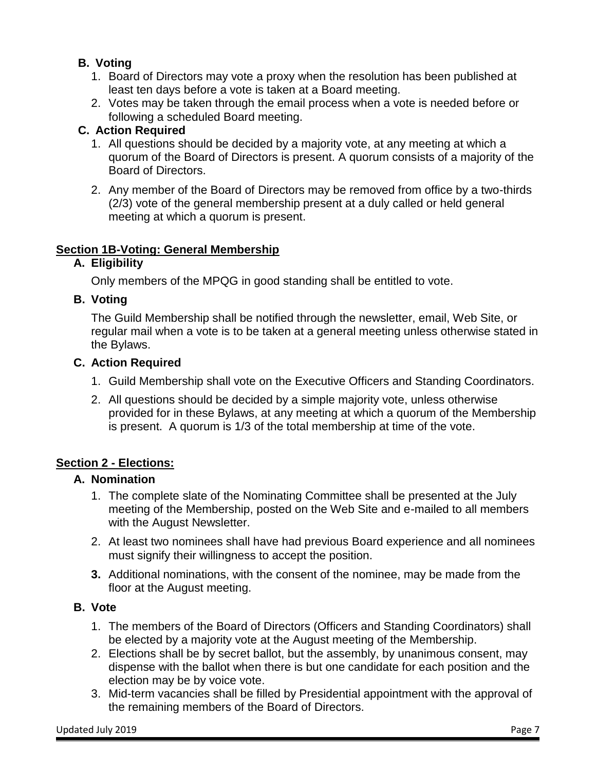**B. Voting**

1. Board of Directors may vote a proxy when the resolution has been published at least ten days before a vote is taken at a Board meeting.
2. Votes may be taken through the email process when a vote is needed before or following a scheduled Board meeting.

**C. Action Required**

1. All questions should be decided by a majority vote, at any meeting at which a quorum of the Board of Directors is present. A quorum consists of a majority of the Board of Directors.
2. Any member of the Board of Directors may be removed from office by a two-thirds (2/3) vote of the general membership present at a duly called or held general meeting at which a quorum is present.

## Section 1B-Voting: General Membership

**A. Eligibility**

Only members of the MPQG in good standing shall be entitled to vote.

**B. Voting**

The Guild Membership shall be notified through the newsletter, email, Web Site, or regular mail when a vote is to be taken at a general meeting unless otherwise stated in the Bylaws.

**C. Action Required**

1. Guild Membership shall vote on the Executive Officers and Standing Coordinators.
2. All questions should be decided by a simple majority vote, unless otherwise provided for in these Bylaws, at any meeting at which a quorum of the Membership is present. A quorum is 1/3 of the total membership at time of the vote.

## Section 2 - Elections:

**A. Nomination**

1. The complete slate of the Nominating Committee shall be presented at the July meeting of the Membership, posted on the Web Site and e-mailed to all members with the August Newsletter.
2. At least two nominees shall have had previous Board experience and all nominees must signify their willingness to accept the position.
3. Additional nominations, with the consent of the nominee, may be made from the floor at the August meeting.

**B. Vote**

1. The members of the Board of Directors (Officers and Standing Coordinators) shall be elected by a majority vote at the August meeting of the Membership.
2. Elections shall be by secret ballot, but the assembly, by unanimous consent, may dispense with the ballot when there is but one candidate for each position and the election may be by voice vote.
3. Mid-term vacancies shall be filled by Presidential appointment with the approval of the remaining members of the Board of Directors.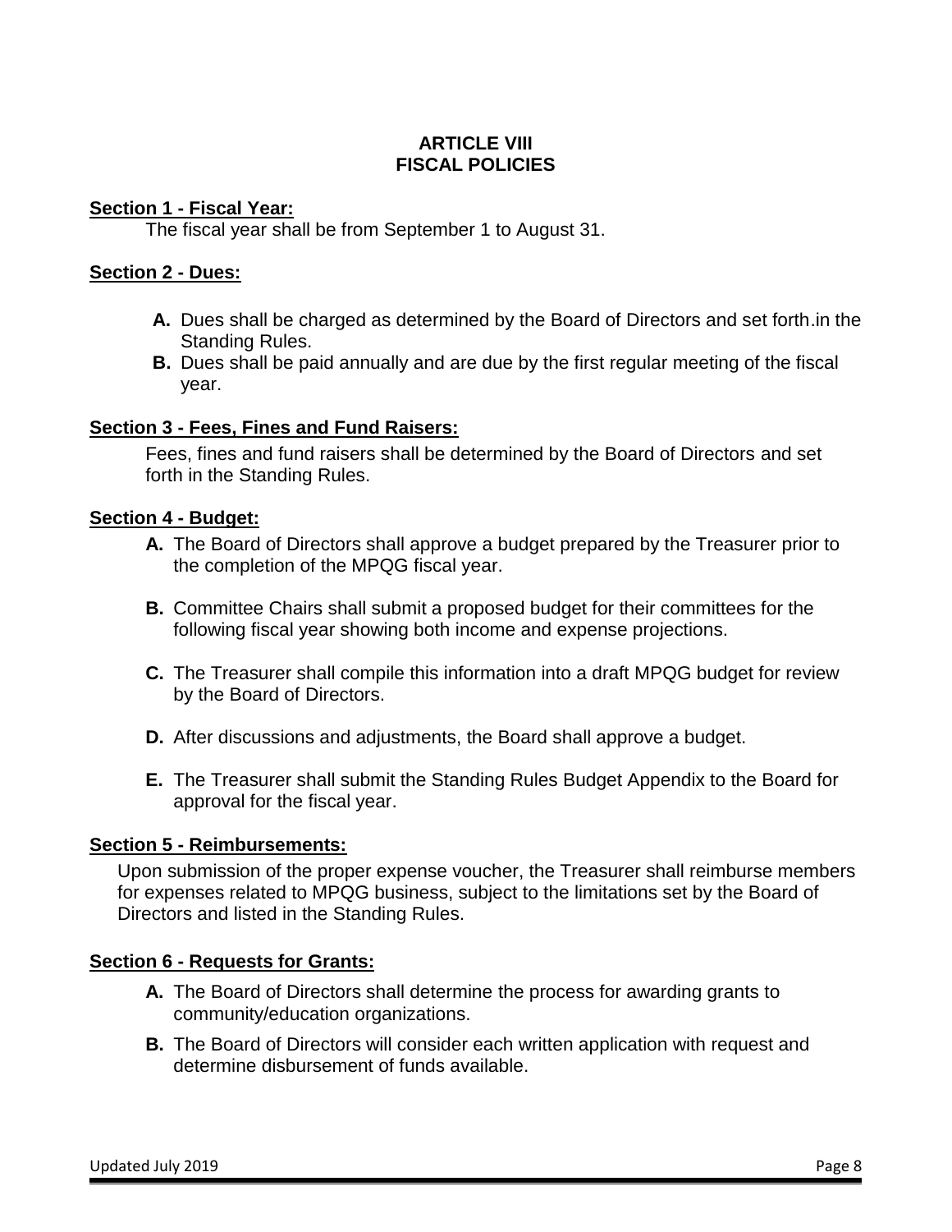# ARTICLE VIII
# FISCAL POLICIES

**Section 1 - Fiscal Year:**

The fiscal year shall be from September 1 to August 31.

**Section 2 - Dues:**

- **A.** Dues shall be charged as determined by the Board of Directors and set forth.in the Standing Rules.
- **B.** Dues shall be paid annually and are due by the first regular meeting of the fiscal year.

**Section 3 - Fees, Fines and Fund Raisers:**

Fees, fines and fund raisers shall be determined by the Board of Directors and set forth in the Standing Rules.

**Section 4 - Budget:**

- **A.** The Board of Directors shall approve a budget prepared by the Treasurer prior to the completion of the MPQG fiscal year.
- **B.** Committee Chairs shall submit a proposed budget for their committees for the following fiscal year showing both income and expense projections.
- **C.** The Treasurer shall compile this information into a draft MPQG budget for review by the Board of Directors.
- **D.** After discussions and adjustments, the Board shall approve a budget.
- **E.** The Treasurer shall submit the Standing Rules Budget Appendix to the Board for approval for the fiscal year.

**Section 5 - Reimbursements:**

Upon submission of the proper expense voucher, the Treasurer shall reimburse members for expenses related to MPQG business, subject to the limitations set by the Board of Directors and listed in the Standing Rules.

**Section 6 - Requests for Grants:**

- **A.** The Board of Directors shall determine the process for awarding grants to community/education organizations.
- **B.** The Board of Directors will consider each written application with request and determine disbursement of funds available.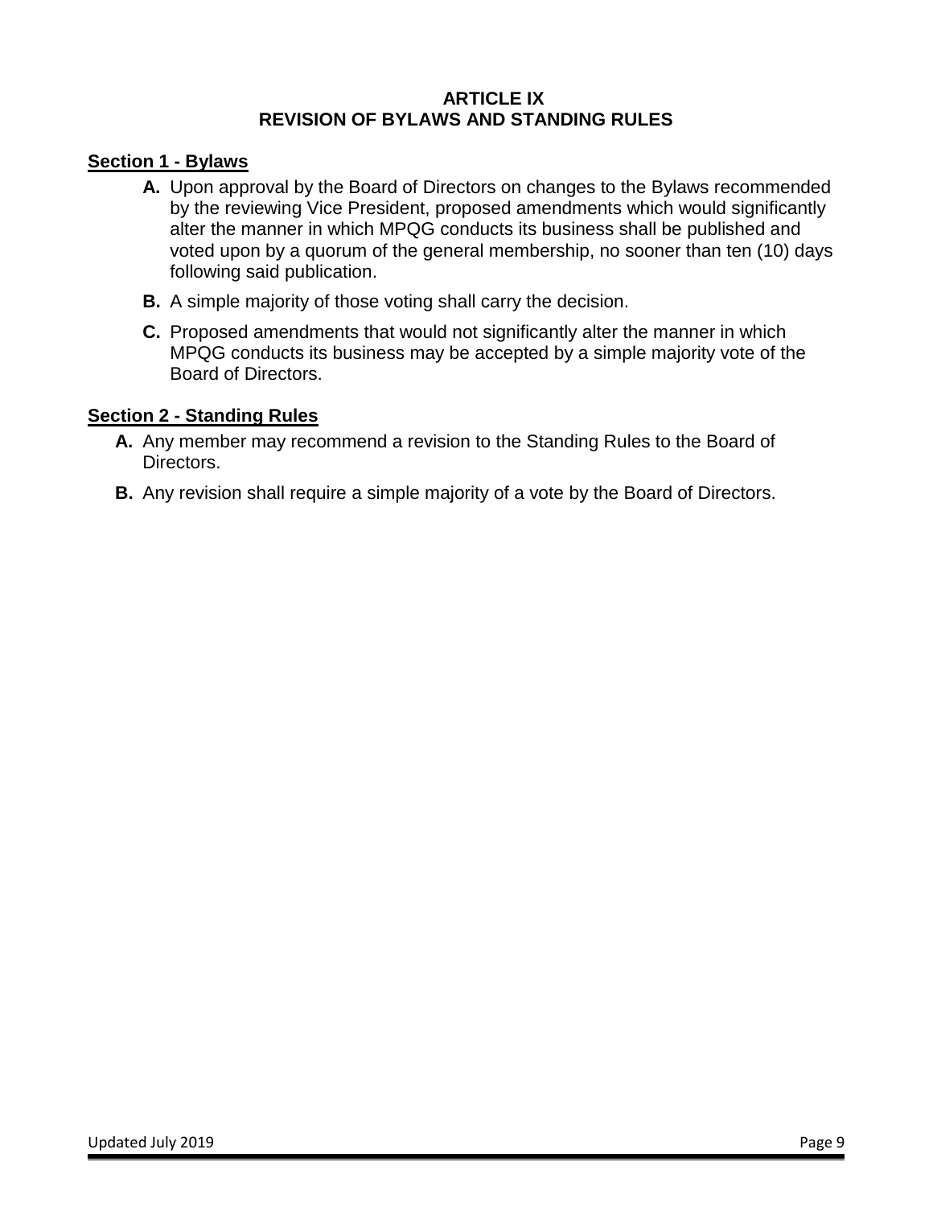# ARTICLE IX
# REVISION OF BYLAWS AND STANDING RULES

## Section 1 - Bylaws

**A.** Upon approval by the Board of Directors on changes to the Bylaws recommended by the reviewing Vice President, proposed amendments which would significantly alter the manner in which MPQG conducts its business shall be published and voted upon by a quorum of the general membership, no sooner than ten (10) days following said publication.

**B.** A simple majority of those voting shall carry the decision.

**C.** Proposed amendments that would not significantly alter the manner in which MPQG conducts its business may be accepted by a simple majority vote of the Board of Directors.

## Section 2 - Standing Rules

**A.** Any member may recommend a revision to the Standing Rules to the Board of Directors.

**B.** Any revision shall require a simple majority of a vote by the Board of Directors.